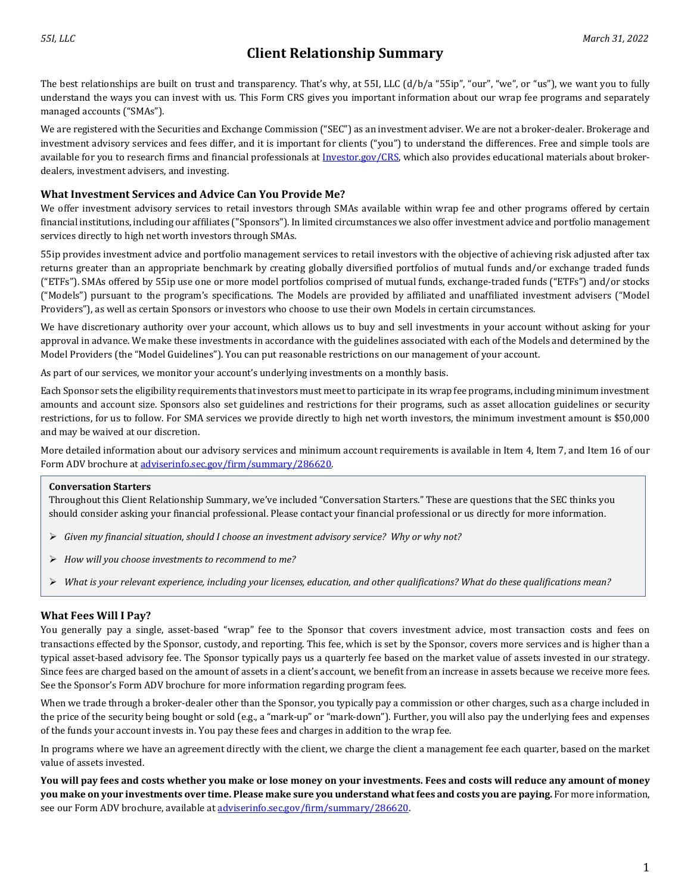# Client Relationship Summary

The best relationships are built on trust and transparency. That's why, at 55I, LLC (d/b/a "55ip", "our", "we", or "us"), we want you to fully understand the ways you can invest with us. This Form CRS gives you important information about our wrap fee programs and separately managed accounts ("SMAs").

We are registered with the Securities and Exchange Commission ("SEC") as an investment adviser. We are not a broker-dealer. Brokerage and investment advisory services and fees differ, and it is important for clients ("you") to understand the differences. Free and simple tools are available for you to research firms and financial professionals at [Investor.gov/CRS](https://www.investor.gov/CRS), which also provides educational materials about broker-dealers, investment advisers, and investing.

### What Investment Services and Advice Can You Provide Me?

We offer investment advisory services to retail investors through SMAs available within wrap fee and other programs offered by certain financial institutions, including our affiliates ("Sponsors"). In limited circumstances we also offer investment advice and portfolio management services directly to high net worth investors through SMAs.

55ip provides investment advice and portfolio management services to retail investors with the objective of achieving risk adjusted after tax returns greater than an appropriate benchmark by creating globally diversified portfolios of mutual funds and/or exchange traded funds ("ETFs"). SMAs offered by 55ip use one or more model portfolios comprised of mutual funds, exchange-traded funds ("ETFs") and/or stocks ("Models") pursuant to the program's specifications. The Models are provided by affiliated and unaffiliated investment advisers ("Model Providers"), as well as certain Sponsors or investors who choose to use their own Models in certain circumstances.

We have discretionary authority over your account, which allows us to buy and sell investments in your account without asking for your approval in advance. We make these investments in accordance with the guidelines associated with each of the Models and determined by the Model Providers (the "Model Guidelines"). You can put reasonable restrictions on our management of your account.

As part of our services, we monitor your account's underlying investments on a monthly basis.

Each Sponsor sets the eligibility requirements that investors must meet to participate in its wrap fee programs, including minimum investment amounts and account size. Sponsors also set guidelines and restrictions for their programs, such as asset allocation guidelines or security restrictions, for us to follow. For SMA services we provide directly to high net worth investors, the minimum investment amount is $50,000 and may be waived at our discretion.

More detailed information about our advisory services and minimum account requirements is available in Item 4, Item 7, and Item 16 of our Form ADV brochure at [adviserinfo.sec.gov/firm/summary/286620](https://adviserinfo.sec.gov/firm/summary/286620).

**Conversation Starters**

Throughout this Client Relationship Summary, we've included "Conversation Starters." These are questions that the SEC thinks you should consider asking your financial professional. Please contact your financial professional or us directly for more information.

- *Given my financial situation, should I choose an investment advisory service? Why or why not?*
- *How will you choose investments to recommend to me?*
- *What is your relevant experience, including your licenses, education, and other qualifications? What do these qualifications mean?*

### What Fees Will I Pay?

You generally pay a single, asset-based "wrap" fee to the Sponsor that covers investment advice, most transaction costs and fees on transactions effected by the Sponsor, custody, and reporting. This fee, which is set by the Sponsor, covers more services and is higher than a typical asset-based advisory fee. The Sponsor typically pays us a quarterly fee based on the market value of assets invested in our strategy. Since fees are charged based on the amount of assets in a client's account, we benefit from an increase in assets because we receive more fees. See the Sponsor's Form ADV brochure for more information regarding program fees.

When we trade through a broker-dealer other than the Sponsor, you typically pay a commission or other charges, such as a charge included in the price of the security being bought or sold (e.g., a "mark-up" or "mark-down"). Further, you will also pay the underlying fees and expenses of the funds your account invests in. You pay these fees and charges in addition to the wrap fee.

In programs where we have an agreement directly with the client, we charge the client a management fee each quarter, based on the market value of assets invested.

**You will pay fees and costs whether you make or lose money on your investments. Fees and costs will reduce any amount of money you make on your investments over time. Please make sure you understand what fees and costs you are paying.** For more information, see our Form ADV brochure, available at [adviserinfo.sec.gov/firm/summary/286620](https://adviserinfo.sec.gov/firm/summary/286620).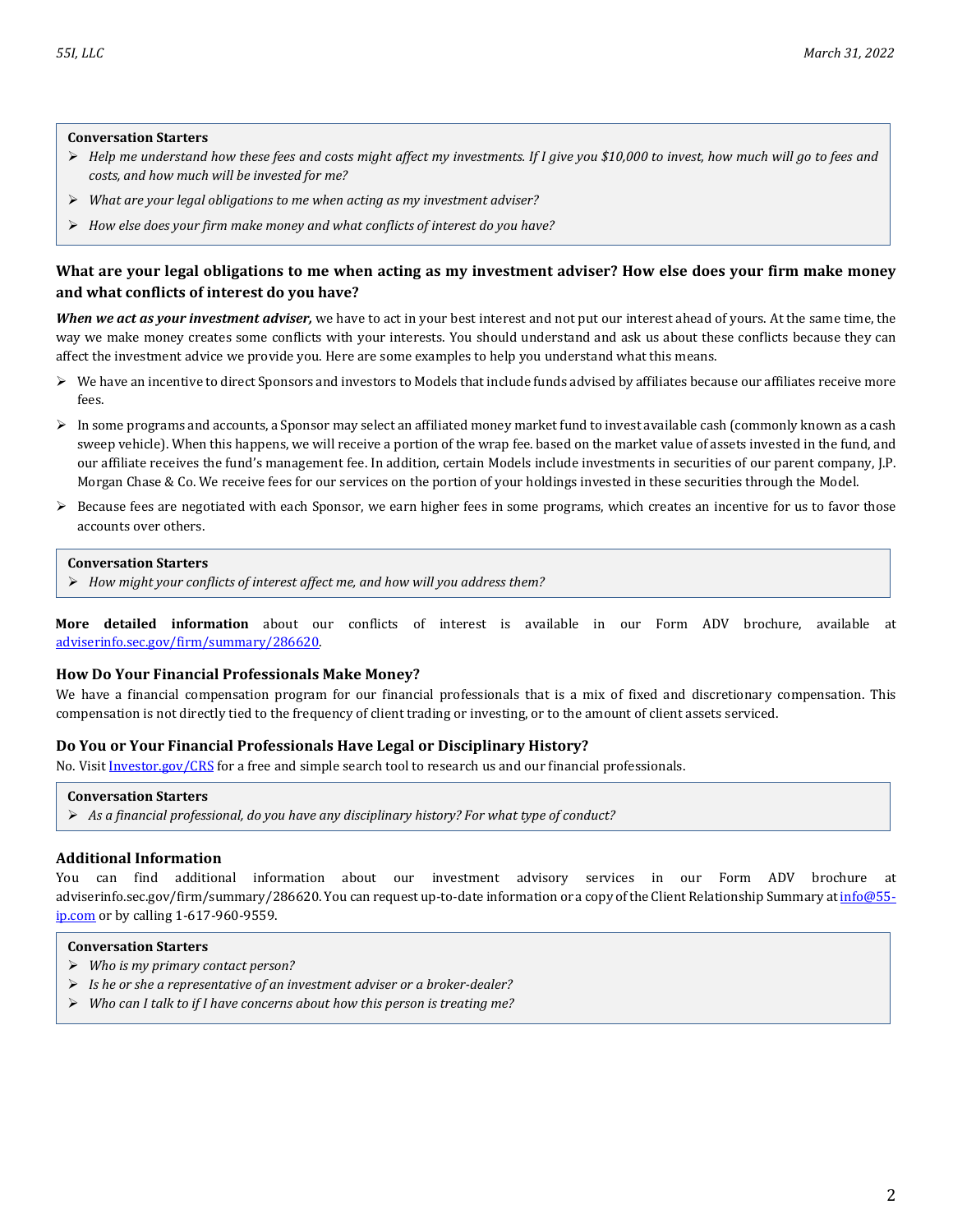**Conversation Starters**

- *Help me understand how these fees and costs might affect my investments. If I give you $10,000 to invest, how much will go to fees and costs, and how much will be invested for me?*
- *What are your legal obligations to me when acting as my investment adviser?*
- *How else does your firm make money and what conflicts of interest do you have?*

### What are your legal obligations to me when acting as my investment adviser? How else does your firm make money and what conflicts of interest do you have?

***When we act as your investment adviser,*** we have to act in your best interest and not put our interest ahead of yours. At the same time, the way we make money creates some conflicts with your interests. You should understand and ask us about these conflicts because they can affect the investment advice we provide you. Here are some examples to help you understand what this means.

- We have an incentive to direct Sponsors and investors to Models that include funds advised by affiliates because our affiliates receive more fees.
- In some programs and accounts, a Sponsor may select an affiliated money market fund to invest available cash (commonly known as a cash sweep vehicle). When this happens, we will receive a portion of the wrap fee. based on the market value of assets invested in the fund, and our affiliate receives the fund's management fee. In addition, certain Models include investments in securities of our parent company, J.P. Morgan Chase & Co. We receive fees for our services on the portion of your holdings invested in these securities through the Model.
- Because fees are negotiated with each Sponsor, we earn higher fees in some programs, which creates an incentive for us to favor those accounts over others.

**Conversation Starters**

- *How might your conflicts of interest affect me, and how will you address them?*

**More detailed information** about our conflicts of interest is available in our Form ADV brochure, available at [adviserinfo.sec.gov/firm/summary/286620](adviserinfo.sec.gov/firm/summary/286620).

### How Do Your Financial Professionals Make Money?

We have a financial compensation program for our financial professionals that is a mix of fixed and discretionary compensation. This compensation is not directly tied to the frequency of client trading or investing, or to the amount of client assets serviced.

### Do You or Your Financial Professionals Have Legal or Disciplinary History?

No. Visit [Investor.gov/CRS](Investor.gov/CRS) for a free and simple search tool to research us and our financial professionals.

**Conversation Starters**

- *As a financial professional, do you have any disciplinary history? For what type of conduct?*

### Additional Information

You can find additional information about our investment advisory services in our Form ADV brochure at adviserinfo.sec.gov/firm/summary/286620. You can request up-to-date information or a copy of the Client Relationship Summary at [info@55-ip.com](mailto:info@55-ip.com) or by calling 1-617-960-9559.

**Conversation Starters**

- *Who is my primary contact person?*
- *Is he or she a representative of an investment adviser or a broker-dealer?*
- *Who can I talk to if I have concerns about how this person is treating me?*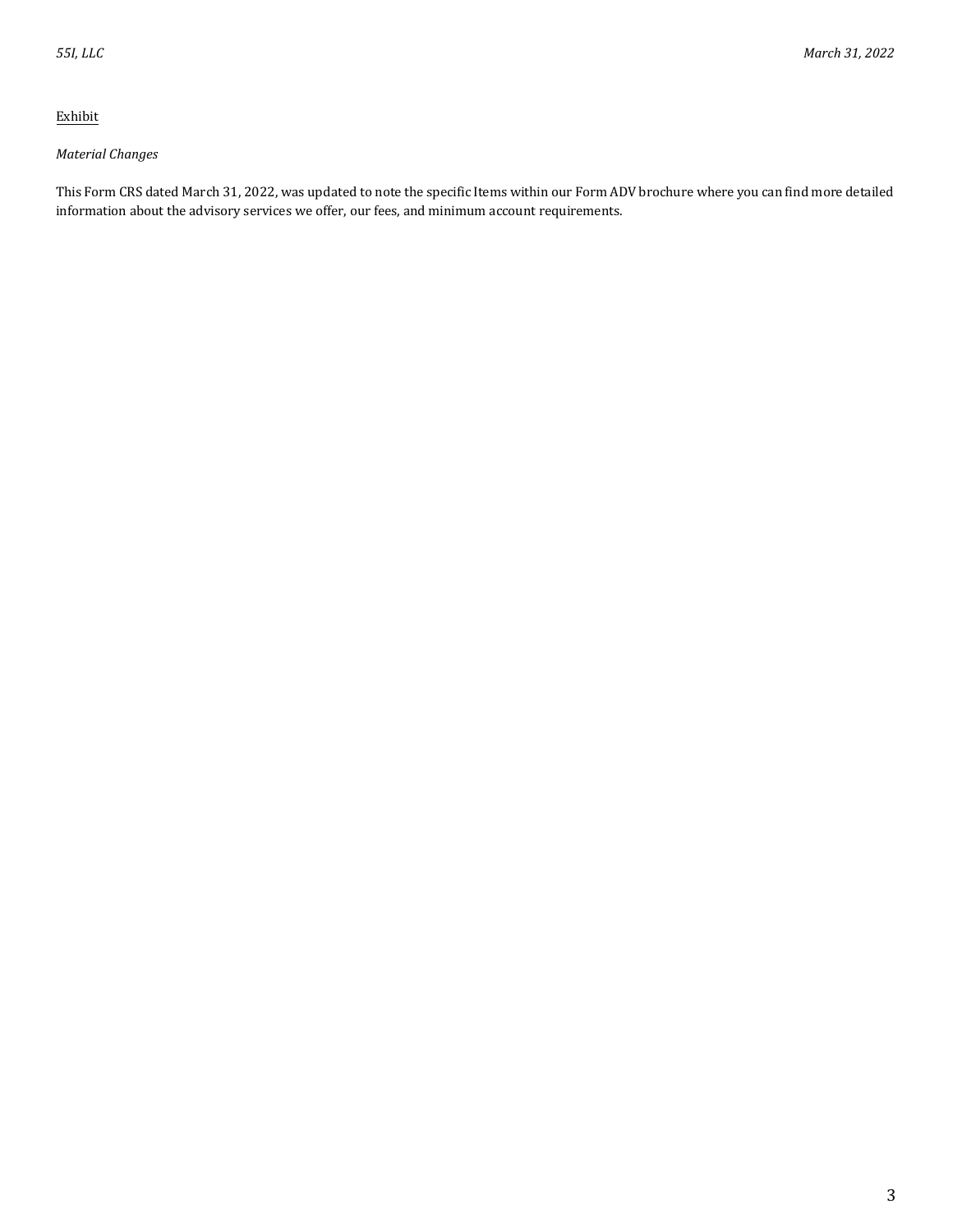Exhibit

*Material Changes*

This Form CRS dated March 31, 2022, was updated to note the specific Items within our Form ADV brochure where you can find more detailed information about the advisory services we offer, our fees, and minimum account requirements.